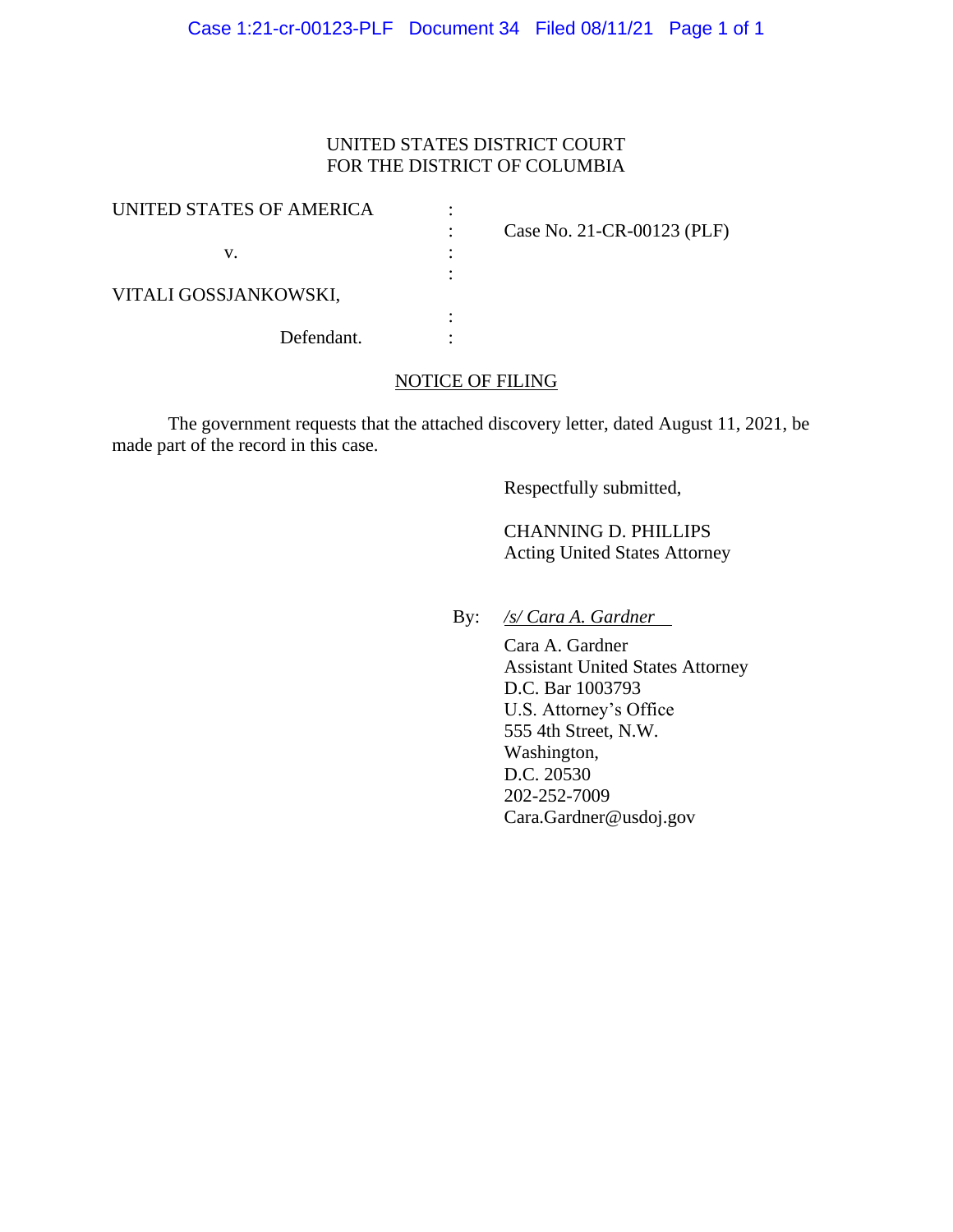UNITED STATES DISTRICT COURT
FOR THE DISTRICT OF COLUMBIA

| | | |
|---|---|---|
| UNITED STATES OF AMERICA | : | |
| | : | Case No. 21-CR-00123 (PLF) |
| v. | : | |
| | : | |
| VITALI GOSSJANKOWSKI, | | |
| | : | |
| Defendant. | : | |

NOTICE OF FILING

The government requests that the attached discovery letter, dated August 11, 2021, be made part of the record in this case.

Respectfully submitted,

CHANNING D. PHILLIPS
Acting United States Attorney

By: */s/ Cara A. Gardner*
Cara A. Gardner
Assistant United States Attorney
D.C. Bar 1003793
U.S. Attorney's Office
555 4th Street, N.W.
Washington,
D.C. 20530
202-252-7009
Cara.Gardner@usdoj.gov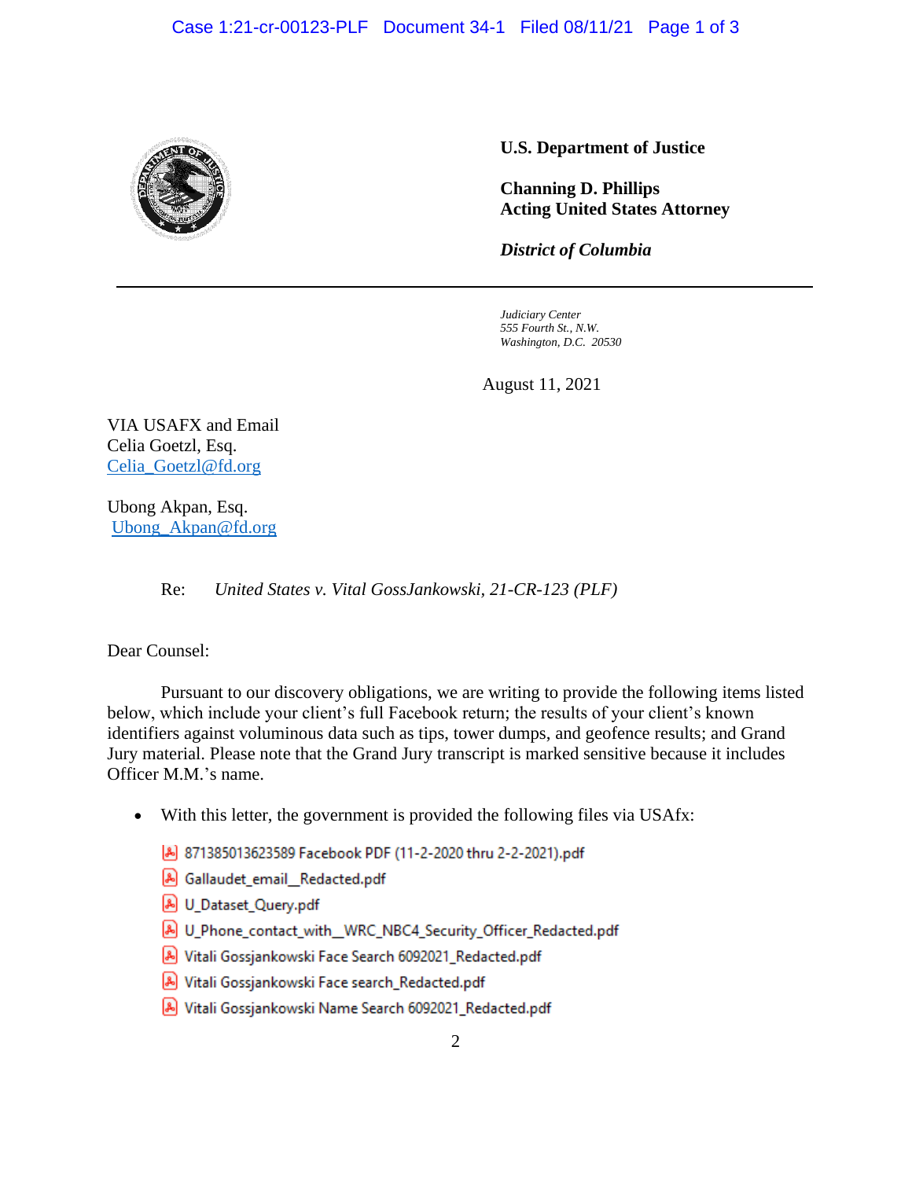**U.S. Department of Justice**

**Channing D. Phillips**
**Acting United States Attorney**

***District of Columbia***

*Judiciary Center*
*555 Fourth St., N.W.*
*Washington, D.C. 20530*

August 11, 2021

VIA USAFX and Email
Celia Goetzl, Esq.
Celia_Goetzl@fd.org

Ubong Akpan, Esq.
Ubong_Akpan@fd.org

Re: *United States v. Vital GossJankowski, 21-CR-123 (PLF)*

Dear Counsel:

Pursuant to our discovery obligations, we are writing to provide the following items listed below, which include your client's full Facebook return; the results of your client's known identifiers against voluminous data such as tips, tower dumps, and geofence results; and Grand Jury material. Please note that the Grand Jury transcript is marked sensitive because it includes Officer M.M.'s name.

- With this letter, the government is provided the following files via USAfx:
  - 871385013623589 Facebook PDF (11-2-2020 thru 2-2-2021).pdf
  - Gallaudet_email__Redacted.pdf
  - U_Dataset_Query.pdf
  - U_Phone_contact_with__WRC_NBC4_Security_Officer_Redacted.pdf
  - Vitali Gossjankowski Face Search 6092021_Redacted.pdf
  - Vitali Gossjankowski Face search_Redacted.pdf
  - Vitali Gossjankowski Name Search 6092021_Redacted.pdf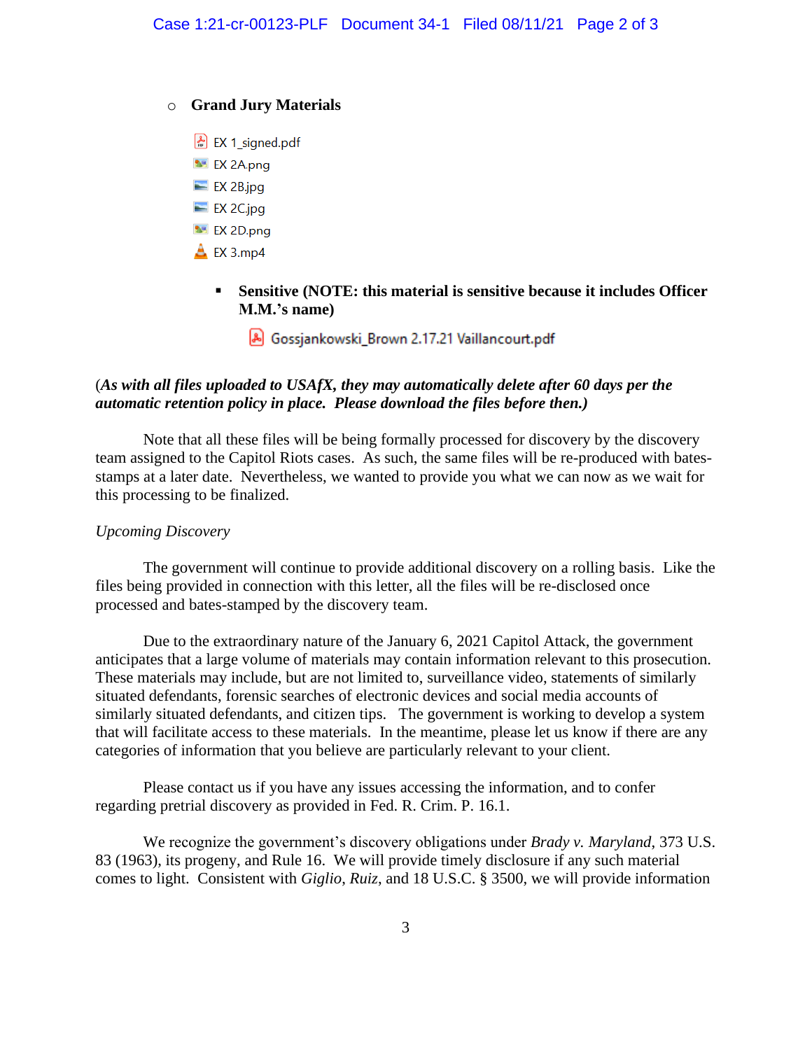- **Grand Jury Materials**

  - EX 1_signed.pdf
  - EX 2A.png
  - EX 2B.jpg
  - EX 2C.jpg
  - EX 2D.png
  - EX 3.mp4

    - **Sensitive (NOTE: this material is sensitive because it includes Officer M.M.'s name)**

      - Gossjankowski_Brown 2.17.21 Vaillancourt.pdf

(*As with all files uploaded to USAfX, they may automatically delete after 60 days per the automatic retention policy in place. Please download the files before then.)*

Note that all these files will be being formally processed for discovery by the discovery team assigned to the Capitol Riots cases. As such, the same files will be re-produced with bates-stamps at a later date. Nevertheless, we wanted to provide you what we can now as we wait for this processing to be finalized.

*Upcoming Discovery*

The government will continue to provide additional discovery on a rolling basis. Like the files being provided in connection with this letter, all the files will be re-disclosed once processed and bates-stamped by the discovery team.

Due to the extraordinary nature of the January 6, 2021 Capitol Attack, the government anticipates that a large volume of materials may contain information relevant to this prosecution. These materials may include, but are not limited to, surveillance video, statements of similarly situated defendants, forensic searches of electronic devices and social media accounts of similarly situated defendants, and citizen tips. The government is working to develop a system that will facilitate access to these materials. In the meantime, please let us know if there are any categories of information that you believe are particularly relevant to your client.

Please contact us if you have any issues accessing the information, and to confer regarding pretrial discovery as provided in Fed. R. Crim. P. 16.1.

We recognize the government's discovery obligations under *Brady v. Maryland*, 373 U.S. 83 (1963), its progeny, and Rule 16. We will provide timely disclosure if any such material comes to light. Consistent with *Giglio*, *Ruiz*, and 18 U.S.C. § 3500, we will provide information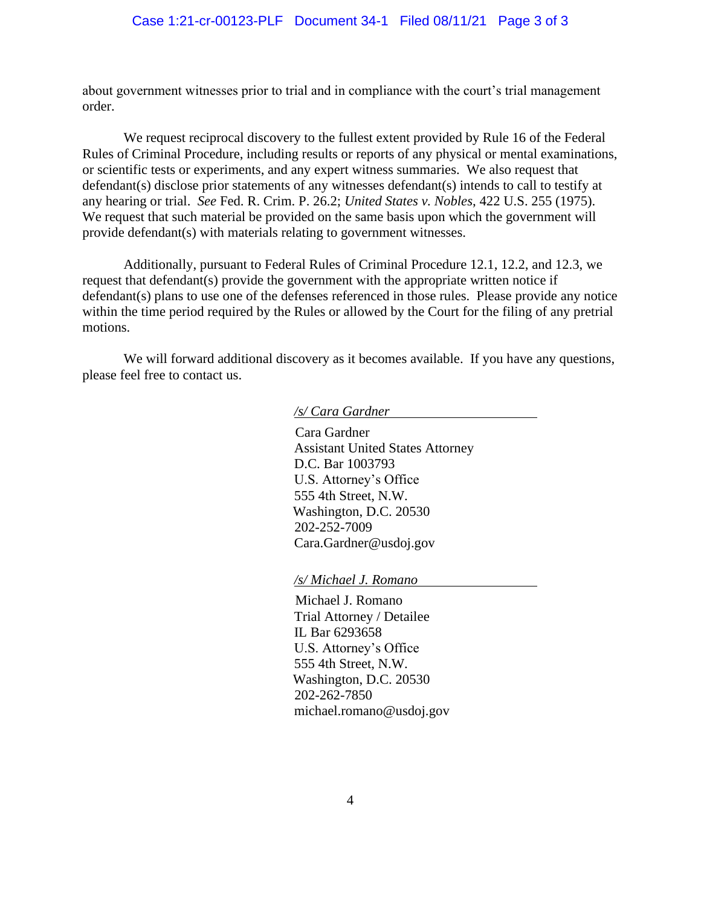about government witnesses prior to trial and in compliance with the court's trial management order.

We request reciprocal discovery to the fullest extent provided by Rule 16 of the Federal Rules of Criminal Procedure, including results or reports of any physical or mental examinations, or scientific tests or experiments, and any expert witness summaries. We also request that defendant(s) disclose prior statements of any witnesses defendant(s) intends to call to testify at any hearing or trial. *See* Fed. R. Crim. P. 26.2; *United States v. Nobles*, 422 U.S. 255 (1975). We request that such material be provided on the same basis upon which the government will provide defendant(s) with materials relating to government witnesses.

Additionally, pursuant to Federal Rules of Criminal Procedure 12.1, 12.2, and 12.3, we request that defendant(s) provide the government with the appropriate written notice if defendant(s) plans to use one of the defenses referenced in those rules. Please provide any notice within the time period required by the Rules or allowed by the Court for the filing of any pretrial motions.

We will forward additional discovery as it becomes available. If you have any questions, please feel free to contact us.

*/s/ Cara Gardner*

Cara Gardner
Assistant United States Attorney
D.C. Bar 1003793
U.S. Attorney's Office
555 4th Street, N.W.
Washington, D.C. 20530
202-252-7009
Cara.Gardner@usdoj.gov

*/s/ Michael J. Romano*

Michael J. Romano
Trial Attorney / Detailee
IL Bar 6293658
U.S. Attorney's Office
555 4th Street, N.W.
Washington, D.C. 20530
202-262-7850
michael.romano@usdoj.gov